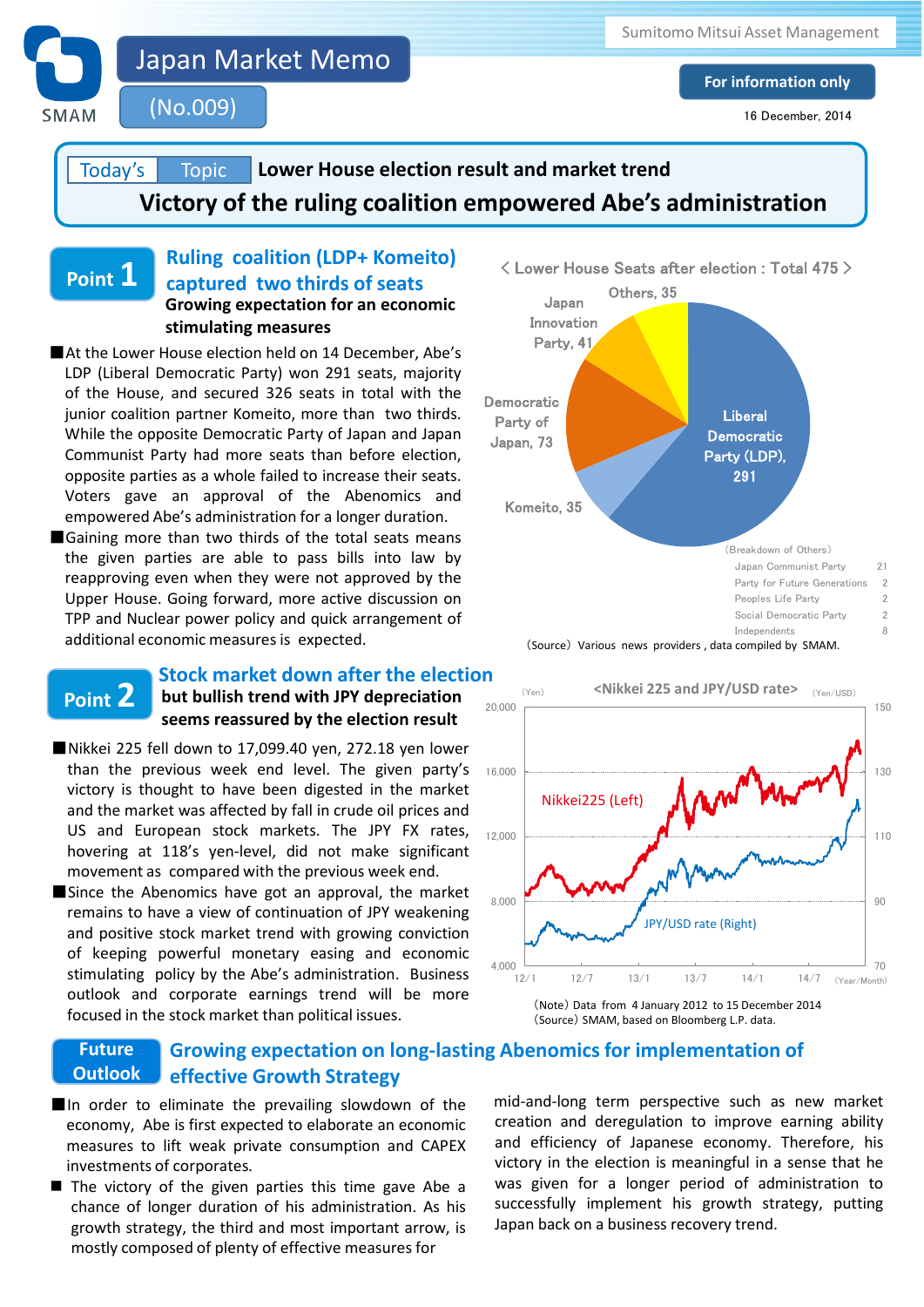# Japan Market Memo

(No.009)

Sumitomo Mitsui Asset Management

For information only

16 December, 2014

## Today's Topic: Lower House election result and market trend

# Victory of the ruling coalition empowered Abe's administration

## Point 1: Ruling coalition (LDP+ Komeito) captured two thirds of seats

**Growing expectation for an economic stimulating measures**

- At the Lower House election held on 14 December, Abe's LDP (Liberal Democratic Party) won 291 seats, majority of the House, and secured 326 seats in total with the junior coalition partner Komeito, more than two thirds. While the opposite Democratic Party of Japan and Japan Communist Party had more seats than before election, opposite parties as a whole failed to increase their seats. Voters gave an approval of the Abenomics and empowered Abe's administration for a longer duration.
- Gaining more than two thirds of the total seats means the given parties are able to pass bills into law by reapproving even when they were not approved by the Upper House. Going forward, more active discussion on TPP and Nuclear power policy and quick arrangement of additional economic measures is expected.

< Lower House Seats after election : Total 475 >

| Party | Seats |
|---|---|
| Liberal Democratic Party (LDP) | 291 |
| Komeito | 35 |
| Democratic Party of Japan | 73 |
| Japan Innovation Party | 41 |
| Others | 35 |

(Breakdown of Others)

| Party | Seats |
|---|---|
| Japan Communist Party | 21 |
| Party for Future Generations | 2 |
| Peoples Life Party | 2 |
| Social Democratic Party | 2 |
| Independents | 8 |

(Source) Various news providers , data compiled by SMAM.

## Point 2: Stock market down after the election

**but bullish trend with JPY depreciation seems reassured by the election result**

- Nikkei 225 fell down to 17,099.40 yen, 272.18 yen lower than the previous week end level. The given party's victory is thought to have been digested in the market and the market was affected by fall in crude oil prices and US and European stock markets. The JPY FX rates, hovering at 118's yen-level, did not make significant movement as compared with the previous week end.
- Since the Abenomics have got an approval, the market remains to have a view of continuation of JPY weakening and positive stock market trend with growing conviction of keeping powerful monetary easing and economic stimulating policy by the Abe's administration. Business outlook and corporate earnings trend will be more focused in the stock market than political issues.

<Nikkei 225 and JPY/USD rate>

(Note) Data from 4 January 2012 to 15 December 2014
(Source) SMAM, based on Bloomberg L.P. data.

## Future Outlook: Growing expectation on long-lasting Abenomics for implementation of effective Growth Strategy

- In order to eliminate the prevailing slowdown of the economy, Abe is first expected to elaborate an economic measures to lift weak private consumption and CAPEX investments of corporates.
- The victory of the given parties this time gave Abe a chance of longer duration of his administration. As his growth strategy, the third and most important arrow, is mostly composed of plenty of effective measures for mid-and-long term perspective such as new market creation and deregulation to improve earning ability and efficiency of Japanese economy. Therefore, his victory in the election is meaningful in a sense that he was given for a longer period of administration to successfully implement his growth strategy, putting Japan back on a business recovery trend.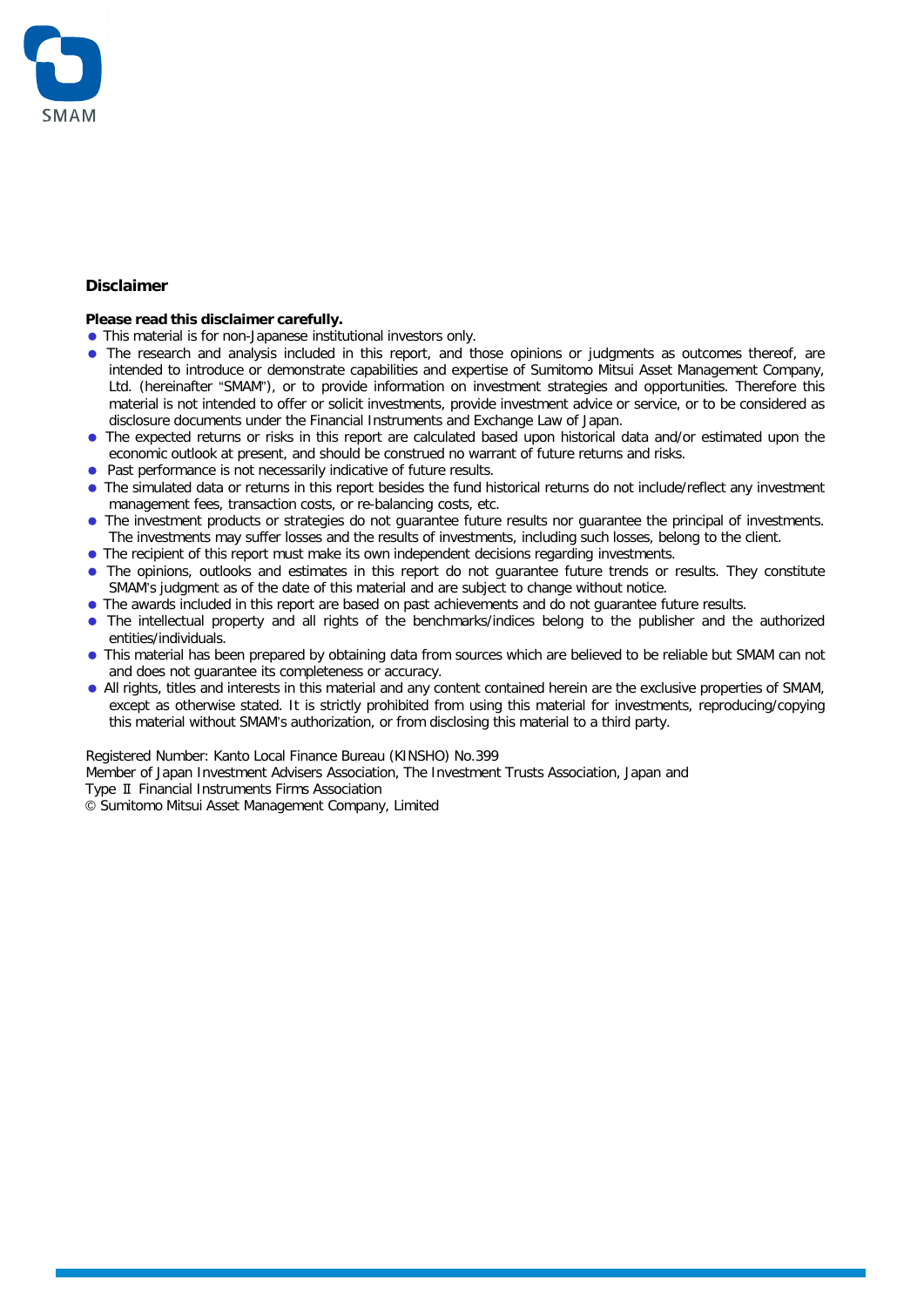SMAM

## Disclaimer

**Please read this disclaimer carefully.**

- This material is for non-Japanese institutional investors only.
- The research and analysis included in this report, and those opinions or judgments as outcomes thereof, are intended to introduce or demonstrate capabilities and expertise of Sumitomo Mitsui Asset Management Company, Ltd. (hereinafter "SMAM"), or to provide information on investment strategies and opportunities. Therefore this material is not intended to offer or solicit investments, provide investment advice or service, or to be considered as disclosure documents under the Financial Instruments and Exchange Law of Japan.
- The expected returns or risks in this report are calculated based upon historical data and/or estimated upon the economic outlook at present, and should be construed no warrant of future returns and risks.
- Past performance is not necessarily indicative of future results.
- The simulated data or returns in this report besides the fund historical returns do not include/reflect any investment management fees, transaction costs, or re-balancing costs, etc.
- The investment products or strategies do not guarantee future results nor guarantee the principal of investments. The investments may suffer losses and the results of investments, including such losses, belong to the client.
- The recipient of this report must make its own independent decisions regarding investments.
- The opinions, outlooks and estimates in this report do not guarantee future trends or results. They constitute SMAM's judgment as of the date of this material and are subject to change without notice.
- The awards included in this report are based on past achievements and do not guarantee future results.
- The intellectual property and all rights of the benchmarks/indices belong to the publisher and the authorized entities/individuals.
- This material has been prepared by obtaining data from sources which are believed to be reliable but SMAM can not and does not guarantee its completeness or accuracy.
- All rights, titles and interests in this material and any content contained herein are the exclusive properties of SMAM, except as otherwise stated. It is strictly prohibited from using this material for investments, reproducing/copying this material without SMAM's authorization, or from disclosing this material to a third party.

Registered Number: Kanto Local Finance Bureau (KINSHO) No.399
Member of Japan Investment Advisers Association, The Investment Trusts Association, Japan and
Type Ⅱ Financial Instruments Firms Association
© Sumitomo Mitsui Asset Management Company, Limited